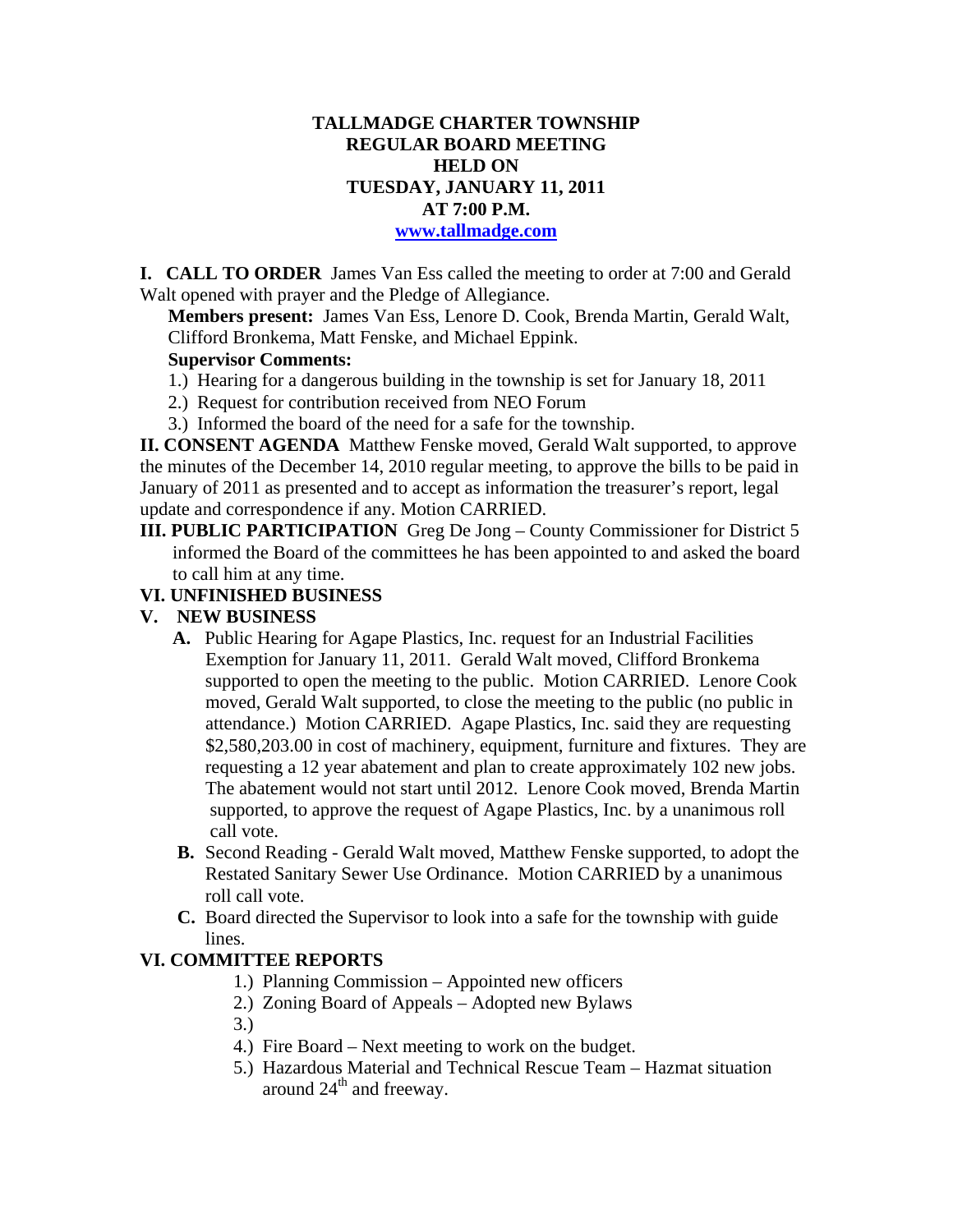# TALLMADGE CHARTER TOWNSHIP
## REGULAR BOARD MEETING
## HELD ON
## TUESDAY, JANUARY 11, 2011
## AT 7:00 P.M.

[www.tallmadge.com](http://www.tallmadge.com)

**I. CALL TO ORDER** James Van Ess called the meeting to order at 7:00 and Gerald Walt opened with prayer and the Pledge of Allegiance.

**Members present:** James Van Ess, Lenore D. Cook, Brenda Martin, Gerald Walt, Clifford Bronkema, Matt Fenske, and Michael Eppink.

**Supervisor Comments:**

1.) Hearing for a dangerous building in the township is set for January 18, 2011
2.) Request for contribution received from NEO Forum
3.) Informed the board of the need for a safe for the township.

**II. CONSENT AGENDA** Matthew Fenske moved, Gerald Walt supported, to approve the minutes of the December 14, 2010 regular meeting, to approve the bills to be paid in January of 2011 as presented and to accept as information the treasurer's report, legal update and correspondence if any. Motion CARRIED.

**III. PUBLIC PARTICIPATION** Greg De Jong – County Commissioner for District 5 informed the Board of the committees he has been appointed to and asked the board to call him at any time.

**VI. UNFINISHED BUSINESS**

**V. NEW BUSINESS**

**A.** Public Hearing for Agape Plastics, Inc. request for an Industrial Facilities Exemption for January 11, 2011. Gerald Walt moved, Clifford Bronkema supported to open the meeting to the public. Motion CARRIED. Lenore Cook moved, Gerald Walt supported, to close the meeting to the public (no public in attendance.) Motion CARRIED. Agape Plastics, Inc. said they are requesting $2,580,203.00 in cost of machinery, equipment, furniture and fixtures. They are requesting a 12 year abatement and plan to create approximately 102 new jobs. The abatement would not start until 2012. Lenore Cook moved, Brenda Martin supported, to approve the request of Agape Plastics, Inc. by a unanimous roll call vote.

**B.** Second Reading - Gerald Walt moved, Matthew Fenske supported, to adopt the Restated Sanitary Sewer Use Ordinance. Motion CARRIED by a unanimous roll call vote.

**C.** Board directed the Supervisor to look into a safe for the township with guide lines.

**VI. COMMITTEE REPORTS**

1.) Planning Commission – Appointed new officers
2.) Zoning Board of Appeals – Adopted new Bylaws
3.)
4.) Fire Board – Next meeting to work on the budget.
5.) Hazardous Material and Technical Rescue Team – Hazmat situation around 24th and freeway.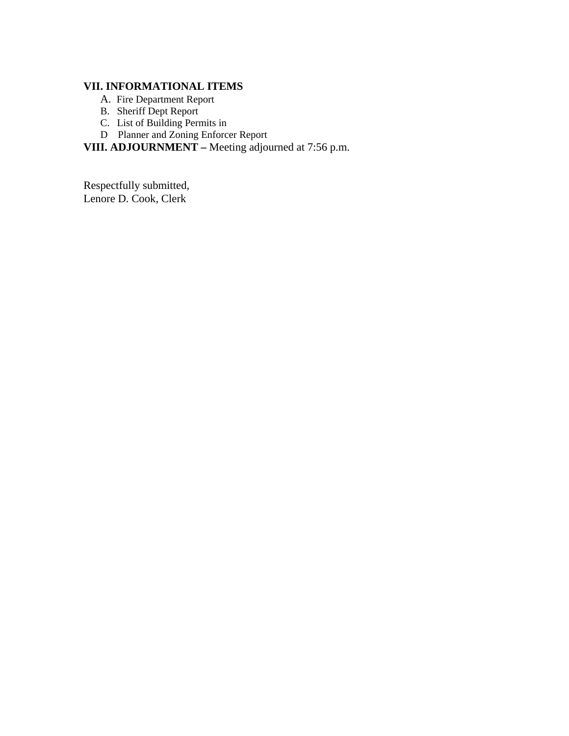**VII. INFORMATIONAL ITEMS**

A. Fire Department Report
B. Sheriff Dept Report
C. List of Building Permits in
D Planner and Zoning Enforcer Report

**VIII. ADJOURNMENT –** Meeting adjourned at 7:56 p.m.

Respectfully submitted,
Lenore D. Cook, Clerk